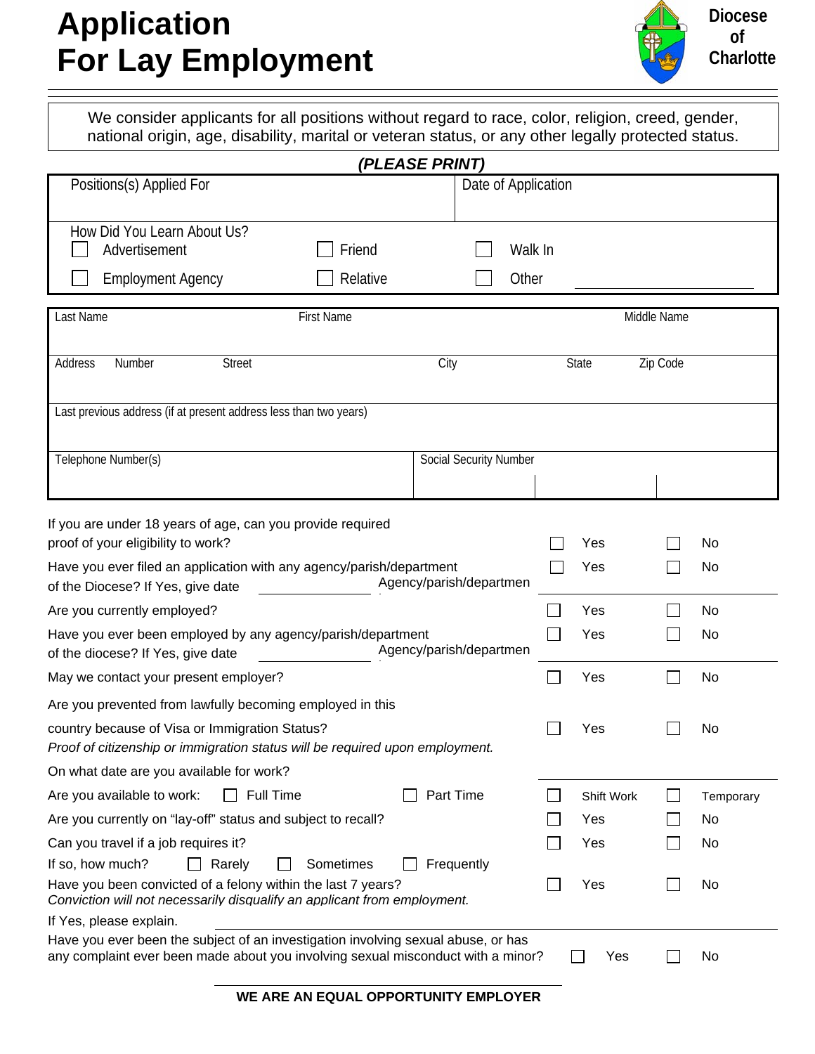# Application For Lay Employment

**Diocese of Charlotte**

We consider applicants for all positions without regard to race, color, religion, creed, gender, national origin, age, disability, marital or veteran status, or any other legally protected status.

***(PLEASE PRINT)***

| Positions(s) Applied For | Date of Application |
|---|---|
| | |

How Did You Learn About Us?

- ☐ Advertisement ☐ Friend ☐ Walk In
- ☐ Employment Agency ☐ Relative ☐ Other ____________

| Last Name | First Name | | | Middle Name |
|---|---|---|---|---|
| | | | | |
| **Address** Number | Street | City | State | Zip Code |
| | | | | |
| Last previous address (if at present address less than two years) | | | | |
| | | | | |
| Telephone Number(s) | | Social Security Number | | |
| | | | | |

| Question | | |
|---|---|---|
| If you are under 18 years of age, can you provide required proof of your eligibility to work? | ☐ Yes | ☐ No |
| Have you ever filed an application with any agency/parish/department of the Diocese? If Yes, give date ________ Agency/parish/departmen ________ | ☐ Yes | ☐ No |
| Are you currently employed? | ☐ Yes | ☐ No |
| Have you ever been employed by any agency/parish/department of the diocese? If Yes, give date ________ Agency/parish/departmen ________ | ☐ Yes | ☐ No |
| May we contact your present employer? | ☐ Yes | ☐ No |
| Are you prevented from lawfully becoming employed in this country because of Visa or Immigration Status? *Proof of citizenship or immigration status will be required upon employment.* | ☐ Yes | ☐ No |
| On what date are you available for work? ________ | | |
| Are you available to work: ☐ Full Time ☐ Part Time | ☐ Shift Work | ☐ Temporary |
| Are you currently on "lay-off" status and subject to recall? | ☐ Yes | ☐ No |
| Can you travel if a job requires it? | ☐ Yes | ☐ No |
| If so, how much? ☐ Rarely ☐ Sometimes ☐ Frequently | | |
| Have you been convicted of a felony within the last 7 years? *Conviction will not necessarily disqualify an applicant from employment.* | ☐ Yes | ☐ No |
| If Yes, please explain. ________ | | |
| Have you ever been the subject of an investigation involving sexual abuse, or has any complaint ever been made about you involving sexual misconduct with a minor? | ☐ Yes | ☐ No |

**WE ARE AN EQUAL OPPORTUNITY EMPLOYER**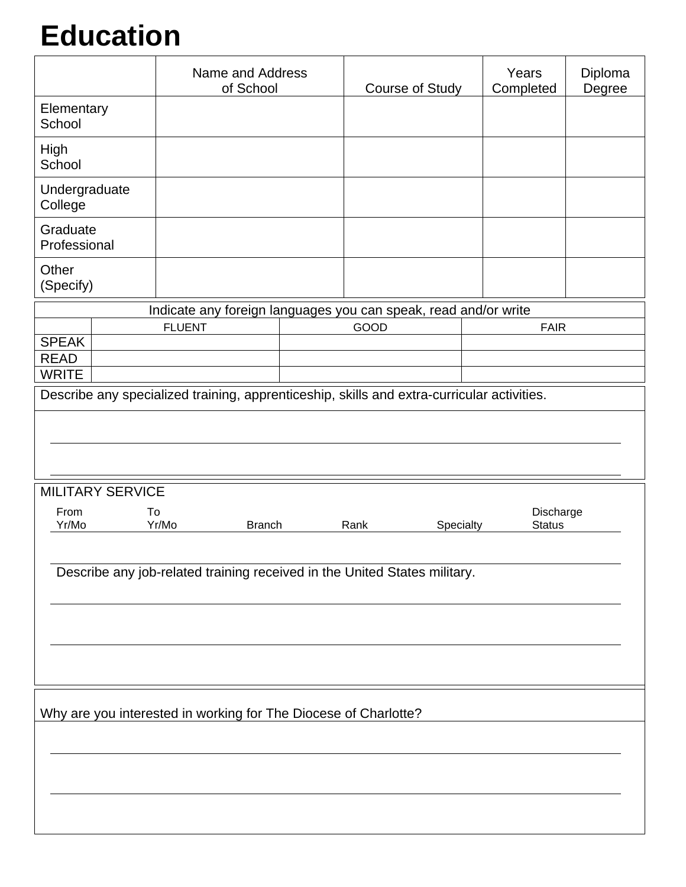# Education

| | Name and Address of School | Course of Study | Years Completed | Diploma Degree |
|---|---|---|---|---|
| Elementary School | | | | |
| High School | | | | |
| Undergraduate College | | | | |
| Graduate Professional | | | | |
| Other (Specify) | | | | |

| Indicate any foreign languages you can speak, read and/or write | | | |
|---|---|---|---|
| | FLUENT | GOOD | FAIR |
| SPEAK | | | |
| READ | | | |
| WRITE | | | |

Describe any specialized training, apprenticeship, skills and extra-curricular activities.

______________________________________________________________________

______________________________________________________________________

MILITARY SERVICE

| From Yr/Mo | To Yr/Mo | Branch | Rank | Specialty | Discharge Status |
|---|---|---|---|---|---|
| | | | | | |

Describe any job-related training received in the United States military.

______________________________________________________________________

______________________________________________________________________

Why are you interested in working for The Diocese of Charlotte?

______________________________________________________________________

______________________________________________________________________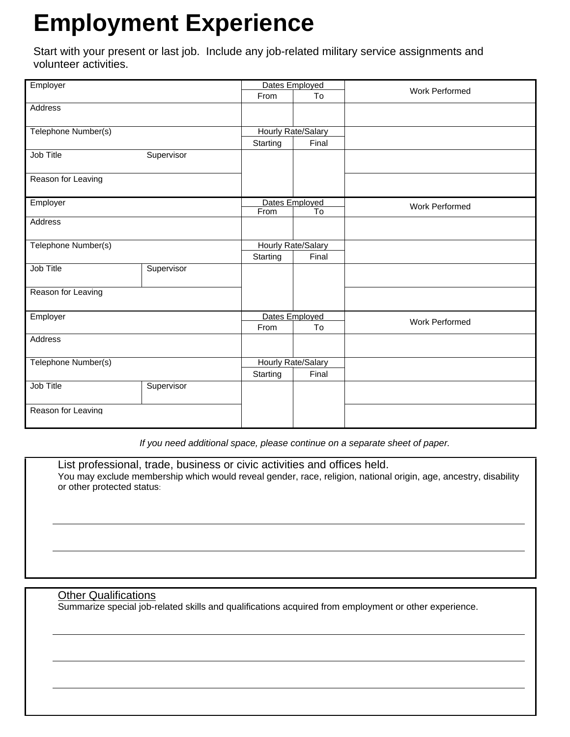# Employment Experience

Start with your present or last job. Include any job-related military service assignments and volunteer activities.

| Employer | | Dates Employed | | Work Performed |
|---|---|---|---|---|
| | | From | To | |
| Address | | | | |
| Telephone Number(s) | | Hourly Rate/Salary | | |
| | | Starting | Final | |
| Job Title | Supervisor | | | |
| Reason for Leaving | | | | |

| Employer | | Dates Employed | | Work Performed |
|---|---|---|---|---|
| | | From | To | |
| Address | | | | |
| Telephone Number(s) | | Hourly Rate/Salary | | |
| | | Starting | Final | |
| Job Title | Supervisor | | | |
| Reason for Leaving | | | | |

| Employer | | Dates Employed | | Work Performed |
|---|---|---|---|---|
| | | From | To | |
| Address | | | | |
| Telephone Number(s) | | Hourly Rate/Salary | | |
| | | Starting | Final | |
| Job Title | Supervisor | | | |
| Reason for Leaving | | | | |

*If you need additional space, please continue on a separate sheet of paper.*

List professional, trade, business or civic activities and offices held.
You may exclude membership which would reveal gender, race, religion, national origin, age, ancestry, disability or other protected status:

______________________________________________________________________

______________________________________________________________________

Other Qualifications
Summarize special job-related skills and qualifications acquired from employment or other experience.

______________________________________________________________________

______________________________________________________________________

______________________________________________________________________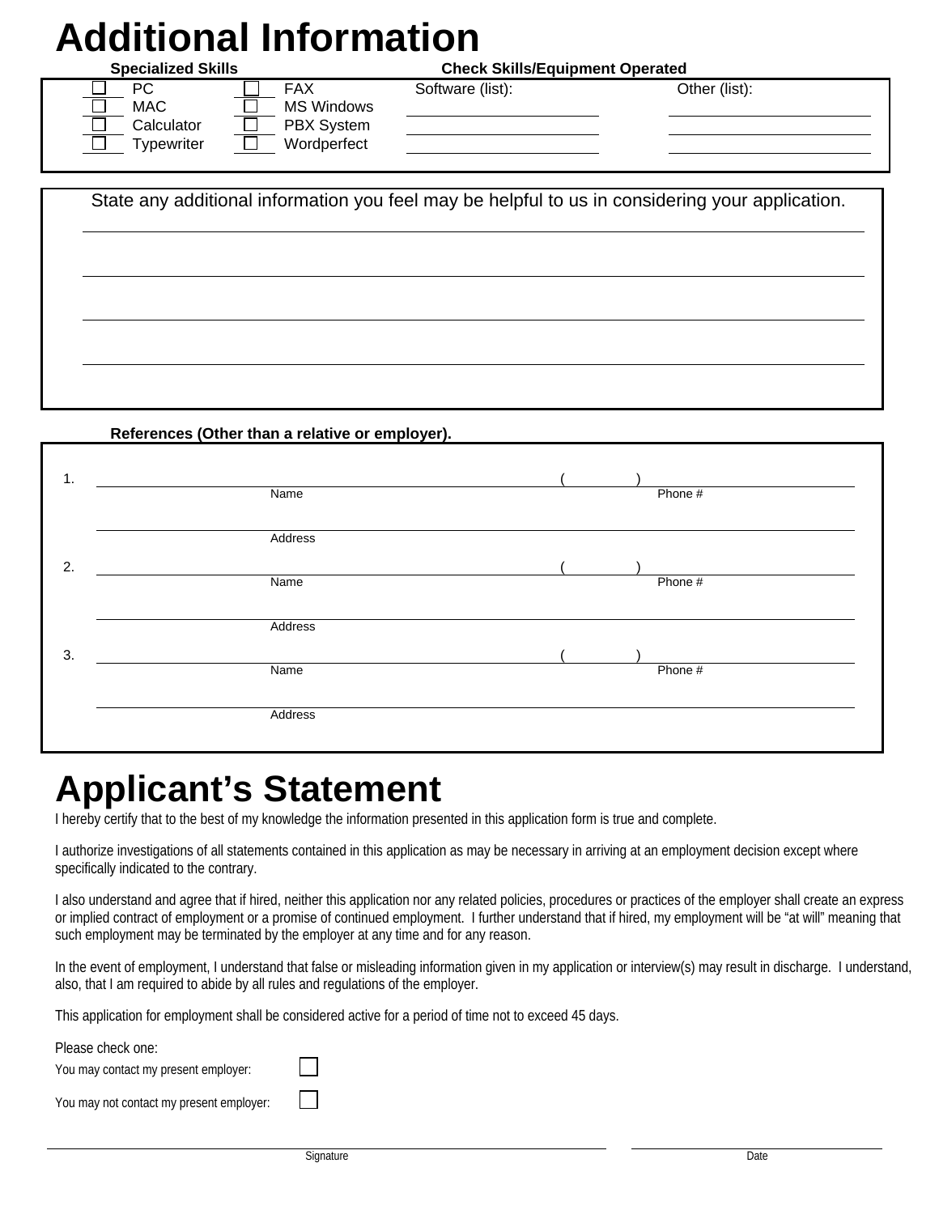# Additional Information

**Specialized Skills** **Check Skills/Equipment Operated**

| | | | |
|---|---|---|---|
| ☐ PC | ☐ FAX | Software (list): | Other (list): |
| ☐ MAC | ☐ MS Windows | ______________ | ______________ |
| ☐ Calculator | ☐ PBX System | ______________ | ______________ |
| ☐ Typewriter | ☐ Wordperfect | ______________ | ______________ |

State any additional information you feel may be helpful to us in considering your application.

______________________________________________

______________________________________________

______________________________________________

______________________________________________

**References (Other than a relative or employer).**

1. ______________________________ ( ) ______________
   Name Phone #

   ______________________________________________
   Address

2. ______________________________ ( ) ______________
   Name Phone #

   ______________________________________________
   Address

3. ______________________________ ( ) ______________
   Name Phone #

   ______________________________________________
   Address

# Applicant's Statement

I hereby certify that to the best of my knowledge the information presented in this application form is true and complete.

I authorize investigations of all statements contained in this application as may be necessary in arriving at an employment decision except where specifically indicated to the contrary.

I also understand and agree that if hired, neither this application nor any related policies, procedures or practices of the employer shall create an express or implied contract of employment or a promise of continued employment. I further understand that if hired, my employment will be "at will" meaning that such employment may be terminated by the employer at any time and for any reason.

In the event of employment, I understand that false or misleading information given in my application or interview(s) may result in discharge. I understand, also, that I am required to abide by all rules and regulations of the employer.

This application for employment shall be considered active for a period of time not to exceed 45 days.

Please check one:

You may contact my present employer: ☐

You may not contact my present employer: ☐

______________________________________________ ______________________

Signature Date